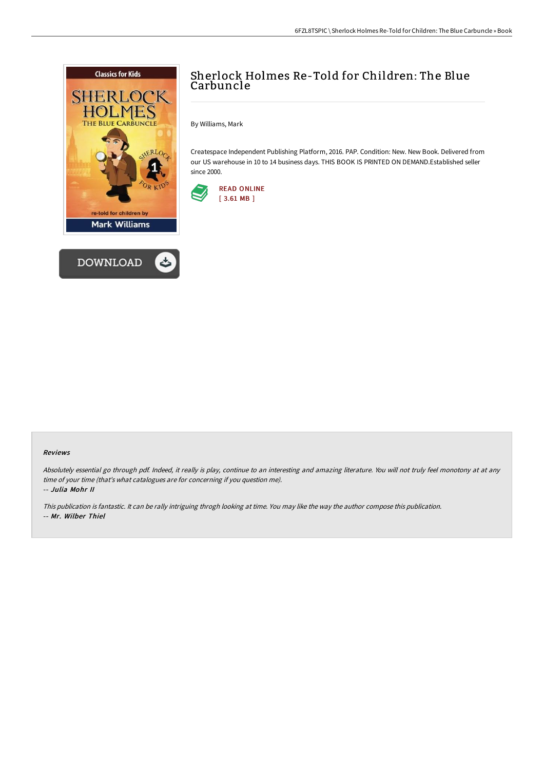# Sherlock Holmes Re-Told for Children: The Blue Carbuncle

By Williams, Mark

Createspace Independent Publishing Platform, 2016. PAP. Condition: New. New Book. Delivered from our US warehouse in 10 to 14 business days. THIS BOOK IS PRINTED ON DEMAND.Established seller since 2000.

READ ONLINE
[ 3.61 MB ]

DOWNLOAD

### Reviews

*Absolutely essential go through pdf. Indeed, it really is play, continue to an interesting and amazing literature. You will not truly feel monotony at at any time of your time (that's what catalogues are for concerning if you question me).*

*-- Julia Mohr II*

*This publication is fantastic. It can be rally intriguing throgh looking at time. You may like the way the author compose this publication.*

*-- Mr. Wilber Thiel*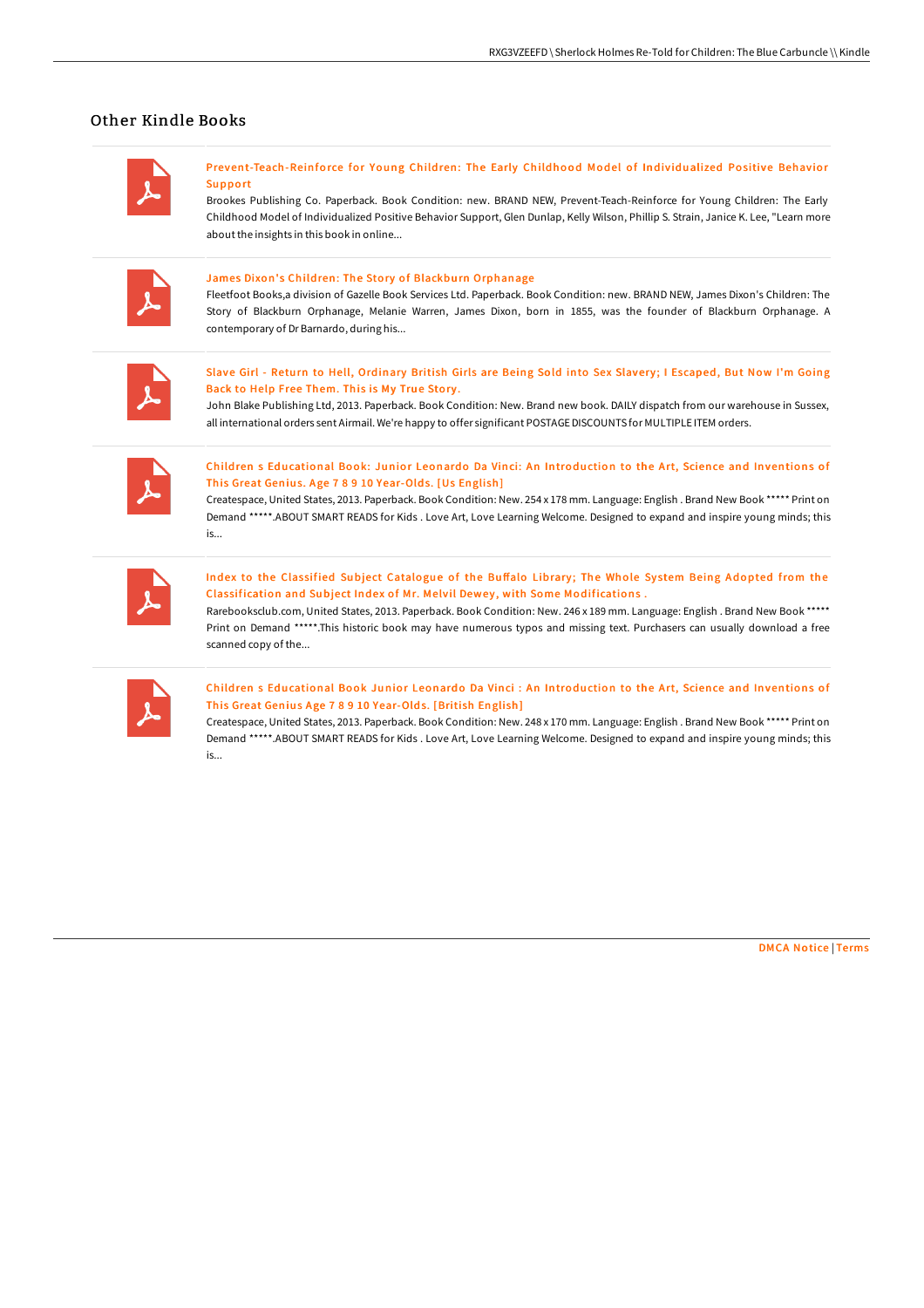## Other Kindle Books

**Prevent-Teach-Reinforce for Young Children: The Early Childhood Model of Individualized Positive Behavior Support**

Brookes Publishing Co. Paperback. Book Condition: new. BRAND NEW, Prevent-Teach-Reinforce for Young Children: The Early Childhood Model of Individualized Positive Behavior Support, Glen Dunlap, Kelly Wilson, Phillip S. Strain, Janice K. Lee, "Learn more about the insights in this book in online...

**James Dixon's Children: The Story of Blackburn Orphanage**

Fleetfoot Books,a division of Gazelle Book Services Ltd. Paperback. Book Condition: new. BRAND NEW, James Dixon's Children: The Story of Blackburn Orphanage, Melanie Warren, James Dixon, born in 1855, was the founder of Blackburn Orphanage. A contemporary of Dr Barnardo, during his...

**Slave Girl - Return to Hell, Ordinary British Girls are Being Sold into Sex Slavery; I Escaped, But Now I'm Going Back to Help Free Them. This is My True Story.**

John Blake Publishing Ltd, 2013. Paperback. Book Condition: New. Brand new book. DAILY dispatch from our warehouse in Sussex, all international orders sent Airmail. We're happy to offer significant POSTAGE DISCOUNTS for MULTIPLE ITEM orders.

**Children s Educational Book: Junior Leonardo Da Vinci: An Introduction to the Art, Science and Inventions of This Great Genius. Age 7 8 9 10 Year-Olds. [Us English]**

Createspace, United States, 2013. Paperback. Book Condition: New. 254 x 178 mm. Language: English . Brand New Book ***** Print on Demand *****.ABOUT SMART READS for Kids . Love Art, Love Learning Welcome. Designed to expand and inspire young minds; this is...

**Index to the Classified Subject Catalogue of the Buffalo Library; The Whole System Being Adopted from the Classification and Subject Index of Mr. Melvil Dewey, with Some Modifications .**

Rarebooksclub.com, United States, 2013. Paperback. Book Condition: New. 246 x 189 mm. Language: English . Brand New Book ***** Print on Demand *****.This historic book may have numerous typos and missing text. Purchasers can usually download a free scanned copy of the...

**Children s Educational Book Junior Leonardo Da Vinci : An Introduction to the Art, Science and Inventions of This Great Genius Age 7 8 9 10 Year-Olds. [British English]**

Createspace, United States, 2013. Paperback. Book Condition: New. 248 x 170 mm. Language: English . Brand New Book ***** Print on Demand *****.ABOUT SMART READS for Kids . Love Art, Love Learning Welcome. Designed to expand and inspire young minds; this is...

DMCA Notice | Terms